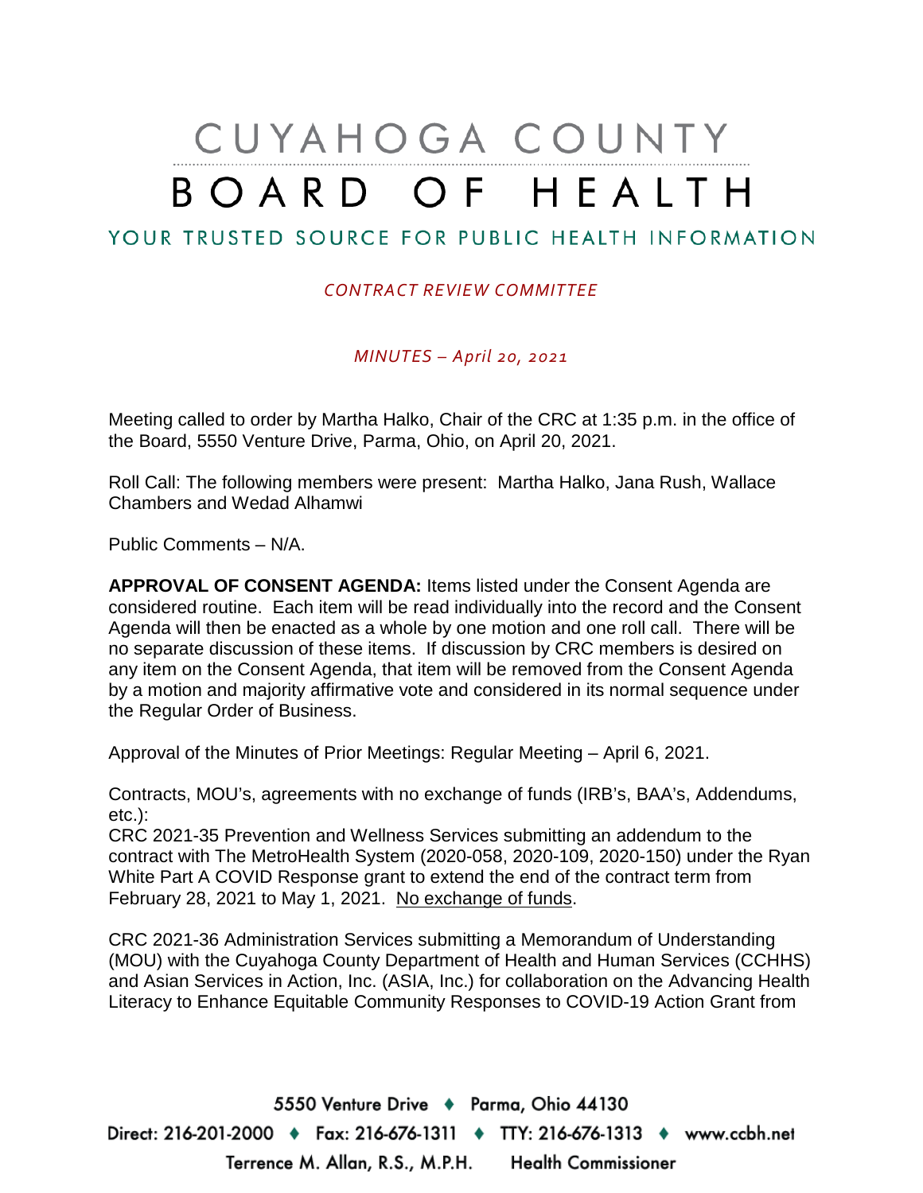# CUYAHOGA COUNTY BOARD OF HEALTH

YOUR TRUSTED SOURCE FOR PUBLIC HEALTH INFORMATION

*CONTRACT REVIEW COMMITTEE*

*MINUTES – April 20, 2021*

Meeting called to order by Martha Halko, Chair of the CRC at 1:35 p.m. in the office of the Board, 5550 Venture Drive, Parma, Ohio, on April 20, 2021.

Roll Call: The following members were present: Martha Halko, Jana Rush, Wallace Chambers and Wedad Alhamwi

Public Comments – N/A.

**APPROVAL OF CONSENT AGENDA:** Items listed under the Consent Agenda are considered routine. Each item will be read individually into the record and the Consent Agenda will then be enacted as a whole by one motion and one roll call. There will be no separate discussion of these items. If discussion by CRC members is desired on any item on the Consent Agenda, that item will be removed from the Consent Agenda by a motion and majority affirmative vote and considered in its normal sequence under the Regular Order of Business.

Approval of the Minutes of Prior Meetings: Regular Meeting – April 6, 2021.

Contracts, MOU's, agreements with no exchange of funds (IRB's, BAA's, Addendums, etc.):
CRC 2021-35 Prevention and Wellness Services submitting an addendum to the contract with The MetroHealth System (2020-058, 2020-109, 2020-150) under the Ryan White Part A COVID Response grant to extend the end of the contract term from February 28, 2021 to May 1, 2021. No exchange of funds.

CRC 2021-36 Administration Services submitting a Memorandum of Understanding (MOU) with the Cuyahoga County Department of Health and Human Services (CCHHS) and Asian Services in Action, Inc. (ASIA, Inc.) for collaboration on the Advancing Health Literacy to Enhance Equitable Community Responses to COVID-19 Action Grant from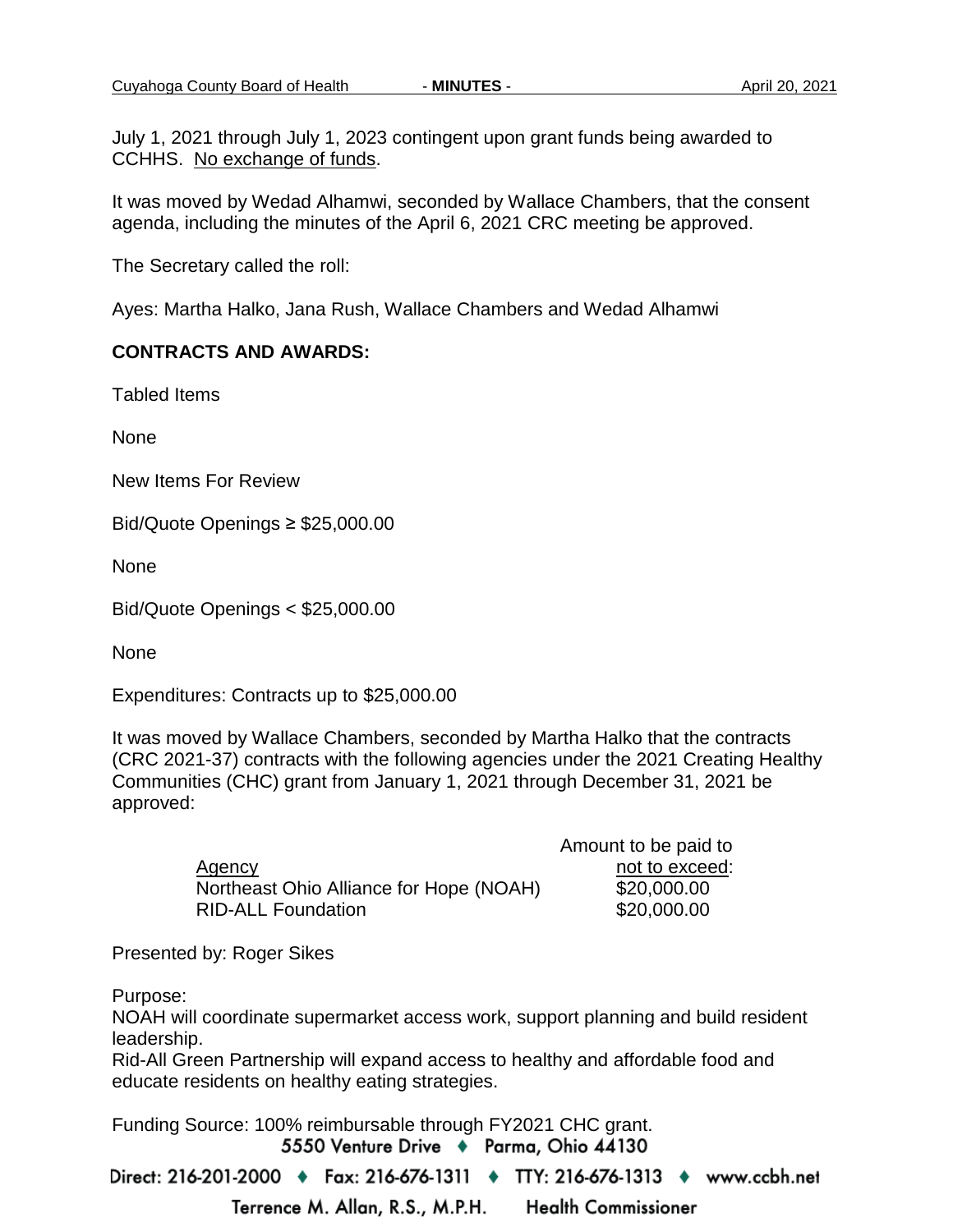July 1, 2021 through July 1, 2023 contingent upon grant funds being awarded to CCHHS. No exchange of funds.

It was moved by Wedad Alhamwi, seconded by Wallace Chambers, that the consent agenda, including the minutes of the April 6, 2021 CRC meeting be approved.

The Secretary called the roll:

Ayes: Martha Halko, Jana Rush, Wallace Chambers and Wedad Alhamwi

**CONTRACTS AND AWARDS:**

Tabled Items

None

New Items For Review

Bid/Quote Openings ≥ $25,000.00

None

Bid/Quote Openings < $25,000.00

None

Expenditures: Contracts up to $25,000.00

It was moved by Wallace Chambers, seconded by Martha Halko that the contracts (CRC 2021-37) contracts with the following agencies under the 2021 Creating Healthy Communities (CHC) grant from January 1, 2021 through December 31, 2021 be approved:

| Agency | Amount to be paid to not to exceed: |
|---|---|
| Northeast Ohio Alliance for Hope (NOAH) | $20,000.00 |
| RID-ALL Foundation | $20,000.00 |

Presented by: Roger Sikes

Purpose:
NOAH will coordinate supermarket access work, support planning and build resident leadership.
Rid-All Green Partnership will expand access to healthy and affordable food and educate residents on healthy eating strategies.

Funding Source: 100% reimbursable through FY2021 CHC grant.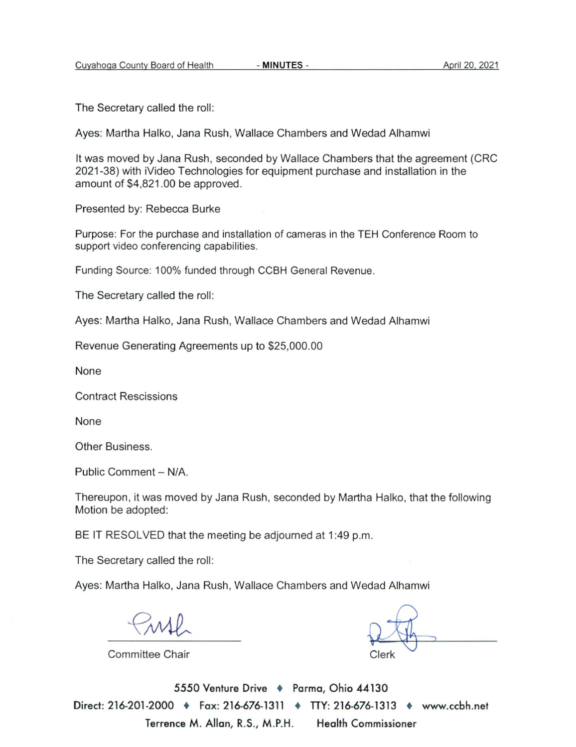The Secretary called the roll:

Ayes: Martha Halko, Jana Rush, Wallace Chambers and Wedad Alhamwi

It was moved by Jana Rush, seconded by Wallace Chambers that the agreement (CRC 2021-38) with iVideo Technologies for equipment purchase and installation in the amount of $4,821.00 be approved.

Presented by: Rebecca Burke

Purpose: For the purchase and installation of cameras in the TEH Conference Room to support video conferencing capabilities.

Funding Source: 100% funded through CCBH General Revenue.

The Secretary called the roll:

Ayes: Martha Halko, Jana Rush, Wallace Chambers and Wedad Alhamwi

Revenue Generating Agreements up to $25,000.00

None

Contract Rescissions

None

Other Business.

Public Comment – N/A.

Thereupon, it was moved by Jana Rush, seconded by Martha Halko, that the following Motion be adopted:

BE IT RESOLVED that the meeting be adjourned at 1:49 p.m.

The Secretary called the roll:

Ayes: Martha Halko, Jana Rush, Wallace Chambers and Wedad Alhamwi

Committee Chair

Clerk

5550 Venture Drive ♦ Parma, Ohio 44130

Direct: 216-201-2000 ♦ Fax: 216-676-1311 ♦ TTY: 216-676-1313 ♦ www.ccbh.net

Terrence M. Allan, R.S., M.P.H. Health Commissioner